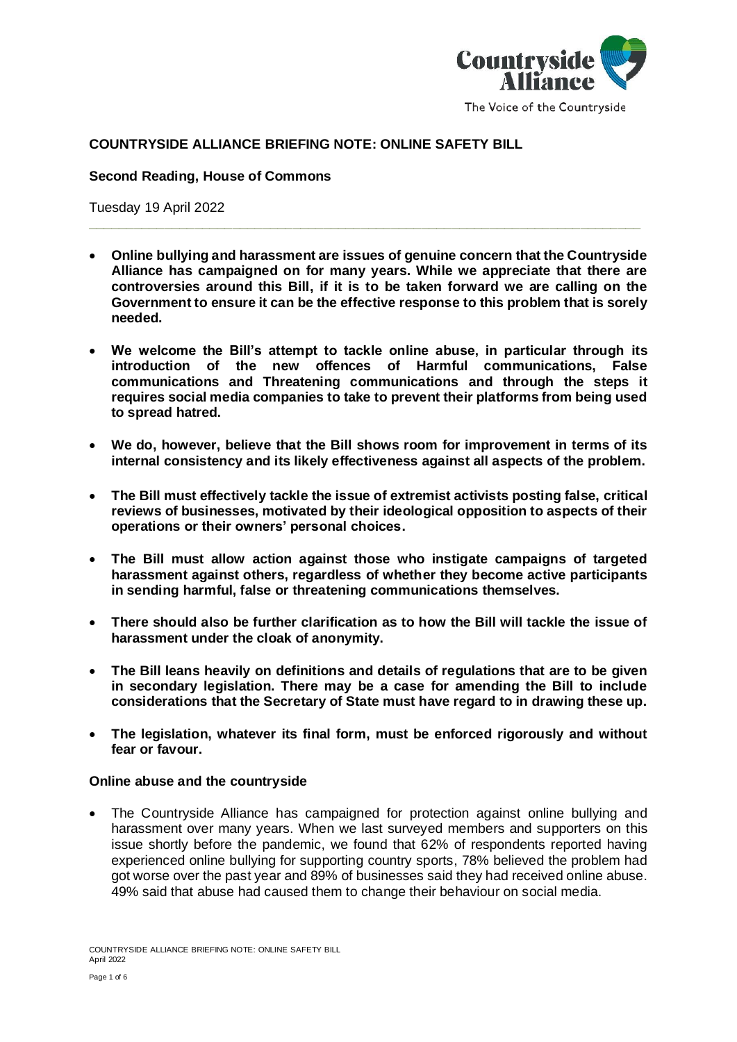## COUNTRYSIDE ALLIANCE BRIEFING NOTE: ONLINE SAFETY BILL

**Second Reading, House of Commons**

Tuesday 19 April 2022

---

- **Online bullying and harassment are issues of genuine concern that the Countryside Alliance has campaigned on for many years. While we appreciate that there are controversies around this Bill, if it is to be taken forward we are calling on the Government to ensure it can be the effective response to this problem that is sorely needed.**
- **We welcome the Bill's attempt to tackle online abuse, in particular through its introduction of the new offences of Harmful communications, False communications and Threatening communications and through the steps it requires social media companies to take to prevent their platforms from being used to spread hatred.**
- **We do, however, believe that the Bill shows room for improvement in terms of its internal consistency and its likely effectiveness against all aspects of the problem.**
- **The Bill must effectively tackle the issue of extremist activists posting false, critical reviews of businesses, motivated by their ideological opposition to aspects of their operations or their owners' personal choices.**
- **The Bill must allow action against those who instigate campaigns of targeted harassment against others, regardless of whether they become active participants in sending harmful, false or threatening communications themselves.**
- **There should also be further clarification as to how the Bill will tackle the issue of harassment under the cloak of anonymity.**
- **The Bill leans heavily on definitions and details of regulations that are to be given in secondary legislation. There may be a case for amending the Bill to include considerations that the Secretary of State must have regard to in drawing these up.**
- **The legislation, whatever its final form, must be enforced rigorously and without fear or favour.**

### Online abuse and the countryside

- The Countryside Alliance has campaigned for protection against online bullying and harassment over many years. When we last surveyed members and supporters on this issue shortly before the pandemic, we found that 62% of respondents reported having experienced online bullying for supporting country sports, 78% believed the problem had got worse over the past year and 89% of businesses said they had received online abuse. 49% said that abuse had caused them to change their behaviour on social media.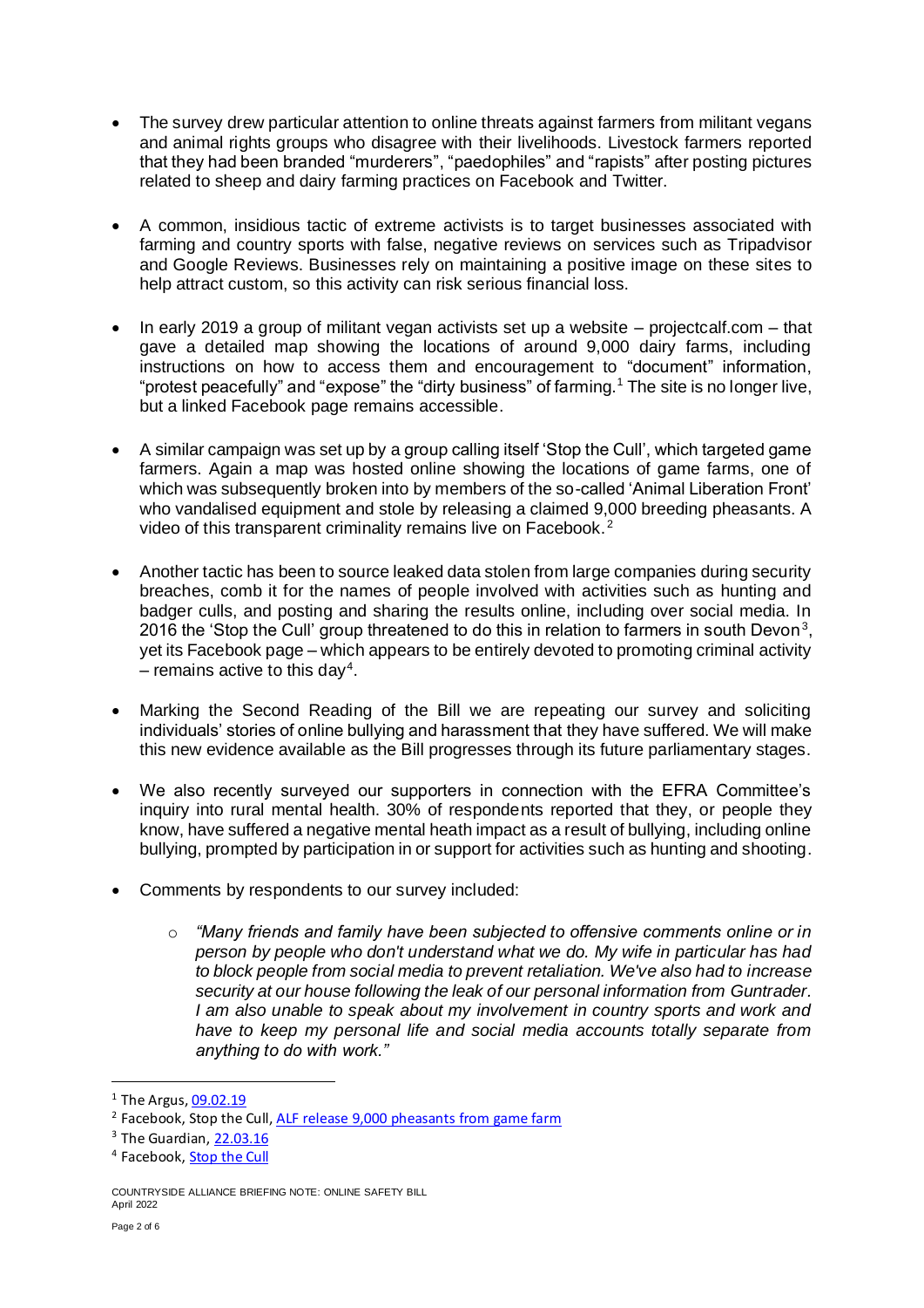- The survey drew particular attention to online threats against farmers from militant vegans and animal rights groups who disagree with their livelihoods. Livestock farmers reported that they had been branded "murderers", "paedophiles" and "rapists" after posting pictures related to sheep and dairy farming practices on Facebook and Twitter.

- A common, insidious tactic of extreme activists is to target businesses associated with farming and country sports with false, negative reviews on services such as Tripadvisor and Google Reviews. Businesses rely on maintaining a positive image on these sites to help attract custom, so this activity can risk serious financial loss.

- In early 2019 a group of militant vegan activists set up a website – projectcalf.com – that gave a detailed map showing the locations of around 9,000 dairy farms, including instructions on how to access them and encouragement to "document" information, "protest peacefully" and "expose" the "dirty business" of farming.[1] The site is no longer live, but a linked Facebook page remains accessible.

- A similar campaign was set up by a group calling itself 'Stop the Cull', which targeted game farmers. Again a map was hosted online showing the locations of game farms, one of which was subsequently broken into by members of the so-called 'Animal Liberation Front' who vandalised equipment and stole by releasing a claimed 9,000 breeding pheasants. A video of this transparent criminality remains live on Facebook.[2]

- Another tactic has been to source leaked data stolen from large companies during security breaches, comb it for the names of people involved with activities such as hunting and badger culls, and posting and sharing the results online, including over social media. In 2016 the 'Stop the Cull' group threatened to do this in relation to farmers in south Devon[3], yet its Facebook page – which appears to be entirely devoted to promoting criminal activity – remains active to this day[4].

- Marking the Second Reading of the Bill we are repeating our survey and soliciting individuals' stories of online bullying and harassment that they have suffered. We will make this new evidence available as the Bill progresses through its future parliamentary stages.

- We also recently surveyed our supporters in connection with the EFRA Committee's inquiry into rural mental health. 30% of respondents reported that they, or people they know, have suffered a negative mental heath impact as a result of bullying, including online bullying, prompted by participation in or support for activities such as hunting and shooting.

- Comments by respondents to our survey included:

  - *"Many friends and family have been subjected to offensive comments online or in person by people who don't understand what we do. My wife in particular has had to block people from social media to prevent retaliation. We've also had to increase security at our house following the leak of our personal information from Guntrader. I am also unable to speak about my involvement in country sports and work and have to keep my personal life and social media accounts totally separate from anything to do with work."*

---

[1] The Argus, 09.02.19

[2] Facebook, Stop the Cull, ALF release 9,000 pheasants from game farm

[3] The Guardian, 22.03.16

[4] Facebook, Stop the Cull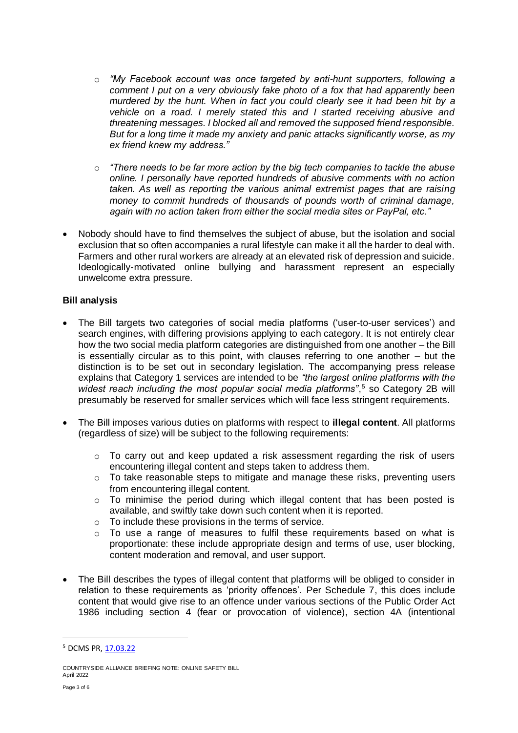- *"My Facebook account was once targeted by anti-hunt supporters, following a comment I put on a very obviously fake photo of a fox that had apparently been murdered by the hunt. When in fact you could clearly see it had been hit by a vehicle on a road. I merely stated this and I started receiving abusive and threatening messages. I blocked all and removed the supposed friend responsible. But for a long time it made my anxiety and panic attacks significantly worse, as my ex friend knew my address."*

- *"There needs to be far more action by the big tech companies to tackle the abuse online. I personally have reported hundreds of abusive comments with no action taken. As well as reporting the various animal extremist pages that are raising money to commit hundreds of thousands of pounds worth of criminal damage, again with no action taken from either the social media sites or PayPal, etc."*

- Nobody should have to find themselves the subject of abuse, but the isolation and social exclusion that so often accompanies a rural lifestyle can make it all the harder to deal with. Farmers and other rural workers are already at an elevated risk of depression and suicide. Ideologically-motivated online bullying and harassment represent an especially unwelcome extra pressure.

**Bill analysis**

- The Bill targets two categories of social media platforms ('user-to-user services') and search engines, with differing provisions applying to each category. It is not entirely clear how the two social media platform categories are distinguished from one another – the Bill is essentially circular as to this point, with clauses referring to one another – but the distinction is to be set out in secondary legislation. The accompanying press release explains that Category 1 services are intended to be *"the largest online platforms with the widest reach including the most popular social media platforms"*,[5] so Category 2B will presumably be reserved for smaller services which will face less stringent requirements.

- The Bill imposes various duties on platforms with respect to **illegal content**. All platforms (regardless of size) will be subject to the following requirements:
  - To carry out and keep updated a risk assessment regarding the risk of users encountering illegal content and steps taken to address them.
  - To take reasonable steps to mitigate and manage these risks, preventing users from encountering illegal content.
  - To minimise the period during which illegal content that has been posted is available, and swiftly take down such content when it is reported.
  - To include these provisions in the terms of service.
  - To use a range of measures to fulfil these requirements based on what is proportionate: these include appropriate design and terms of use, user blocking, content moderation and removal, and user support.

- The Bill describes the types of illegal content that platforms will be obliged to consider in relation to these requirements as 'priority offences'. Per Schedule 7, this does include content that would give rise to an offence under various sections of the Public Order Act 1986 including section 4 (fear or provocation of violence), section 4A (intentional

---

[5] DCMS PR, 17.03.22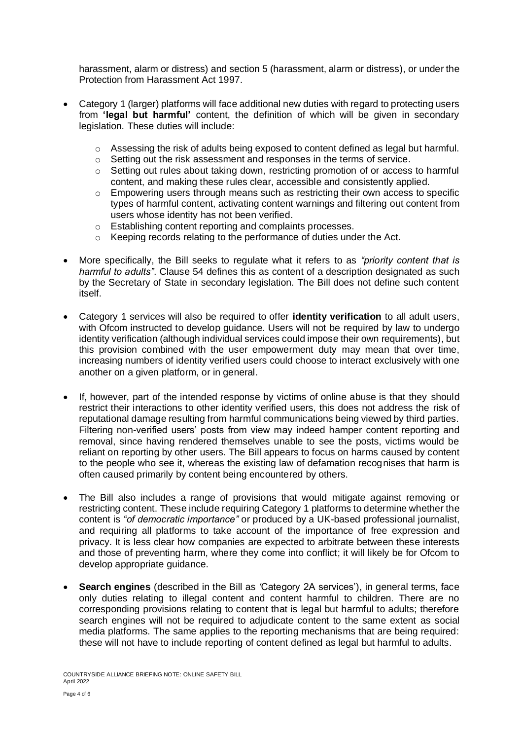harassment, alarm or distress) and section 5 (harassment, alarm or distress), or under the Protection from Harassment Act 1997.

- Category 1 (larger) platforms will face additional new duties with regard to protecting users from **'legal but harmful'** content, the definition of which will be given in secondary legislation. These duties will include:
    - Assessing the risk of adults being exposed to content defined as legal but harmful.
    - Setting out the risk assessment and responses in the terms of service.
    - Setting out rules about taking down, restricting promotion of or access to harmful content, and making these rules clear, accessible and consistently applied.
    - Empowering users through means such as restricting their own access to specific types of harmful content, activating content warnings and filtering out content from users whose identity has not been verified.
    - Establishing content reporting and complaints processes.
    - Keeping records relating to the performance of duties under the Act.

- More specifically, the Bill seeks to regulate what it refers to as *"priority content that is harmful to adults"*. Clause 54 defines this as content of a description designated as such by the Secretary of State in secondary legislation. The Bill does not define such content itself.

- Category 1 services will also be required to offer **identity verification** to all adult users, with Ofcom instructed to develop guidance. Users will not be required by law to undergo identity verification (although individual services could impose their own requirements), but this provision combined with the user empowerment duty may mean that over time, increasing numbers of identity verified users could choose to interact exclusively with one another on a given platform, or in general.

- If, however, part of the intended response by victims of online abuse is that they should restrict their interactions to other identity verified users, this does not address the risk of reputational damage resulting from harmful communications being viewed by third parties. Filtering non-verified users' posts from view may indeed hamper content reporting and removal, since having rendered themselves unable to see the posts, victims would be reliant on reporting by other users. The Bill appears to focus on harms caused by content to the people who see it, whereas the existing law of defamation recognises that harm is often caused primarily by content being encountered by others.

- The Bill also includes a range of provisions that would mitigate against removing or restricting content. These include requiring Category 1 platforms to determine whether the content is *"of democratic importance"* or produced by a UK-based professional journalist, and requiring all platforms to take account of the importance of free expression and privacy. It is less clear how companies are expected to arbitrate between these interests and those of preventing harm, where they come into conflict; it will likely be for Ofcom to develop appropriate guidance.

- **Search engines** (described in the Bill as 'Category 2A services'), in general terms, face only duties relating to illegal content and content harmful to children. There are no corresponding provisions relating to content that is legal but harmful to adults; therefore search engines will not be required to adjudicate content to the same extent as social media platforms. The same applies to the reporting mechanisms that are being required: these will not have to include reporting of content defined as legal but harmful to adults.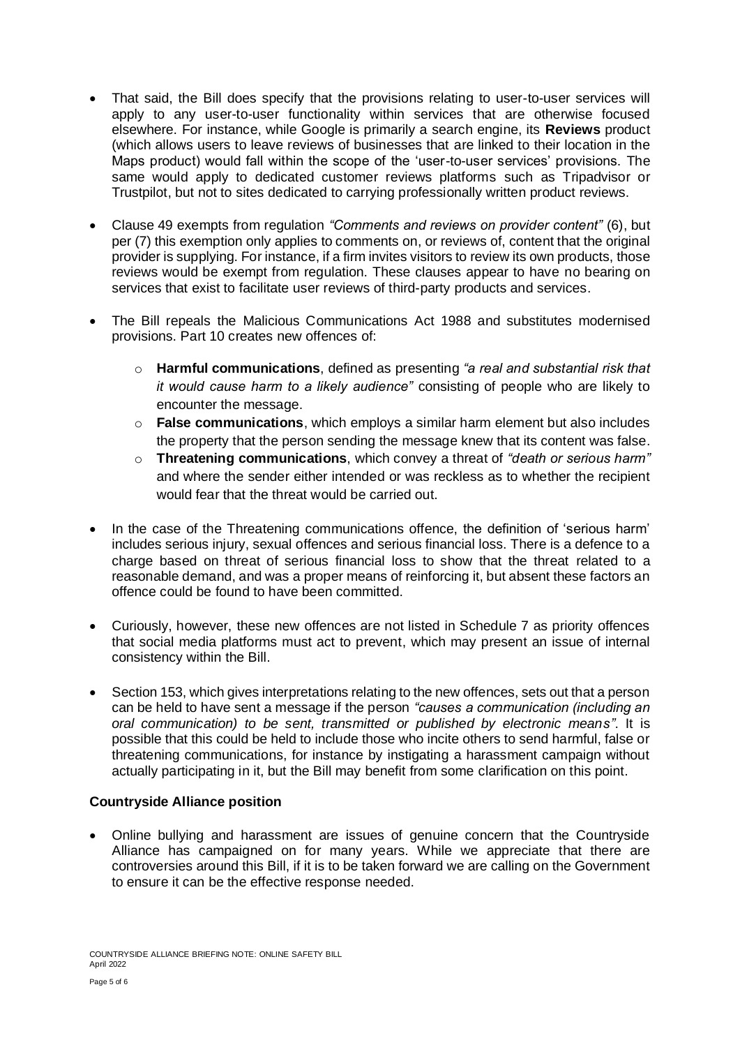- That said, the Bill does specify that the provisions relating to user-to-user services will apply to any user-to-user functionality within services that are otherwise focused elsewhere. For instance, while Google is primarily a search engine, its **Reviews** product (which allows users to leave reviews of businesses that are linked to their location in the Maps product) would fall within the scope of the 'user-to-user services' provisions. The same would apply to dedicated customer reviews platforms such as Tripadvisor or Trustpilot, but not to sites dedicated to carrying professionally written product reviews.

- Clause 49 exempts from regulation *"Comments and reviews on provider content"* (6), but per (7) this exemption only applies to comments on, or reviews of, content that the original provider is supplying. For instance, if a firm invites visitors to review its own products, those reviews would be exempt from regulation. These clauses appear to have no bearing on services that exist to facilitate user reviews of third-party products and services.

- The Bill repeals the Malicious Communications Act 1988 and substitutes modernised provisions. Part 10 creates new offences of:
  - **Harmful communications**, defined as presenting *"a real and substantial risk that it would cause harm to a likely audience"* consisting of people who are likely to encounter the message.
  - **False communications**, which employs a similar harm element but also includes the property that the person sending the message knew that its content was false.
  - **Threatening communications**, which convey a threat of *"death or serious harm"* and where the sender either intended or was reckless as to whether the recipient would fear that the threat would be carried out.

- In the case of the Threatening communications offence, the definition of 'serious harm' includes serious injury, sexual offences and serious financial loss. There is a defence to a charge based on threat of serious financial loss to show that the threat related to a reasonable demand, and was a proper means of reinforcing it, but absent these factors an offence could be found to have been committed.

- Curiously, however, these new offences are not listed in Schedule 7 as priority offences that social media platforms must act to prevent, which may present an issue of internal consistency within the Bill.

- Section 153, which gives interpretations relating to the new offences, sets out that a person can be held to have sent a message if the person *"causes a communication (including an oral communication) to be sent, transmitted or published by electronic means"*. It is possible that this could be held to include those who incite others to send harmful, false or threatening communications, for instance by instigating a harassment campaign without actually participating in it, but the Bill may benefit from some clarification on this point.

### Countryside Alliance position

- Online bullying and harassment are issues of genuine concern that the Countryside Alliance has campaigned on for many years. While we appreciate that there are controversies around this Bill, if it is to be taken forward we are calling on the Government to ensure it can be the effective response needed.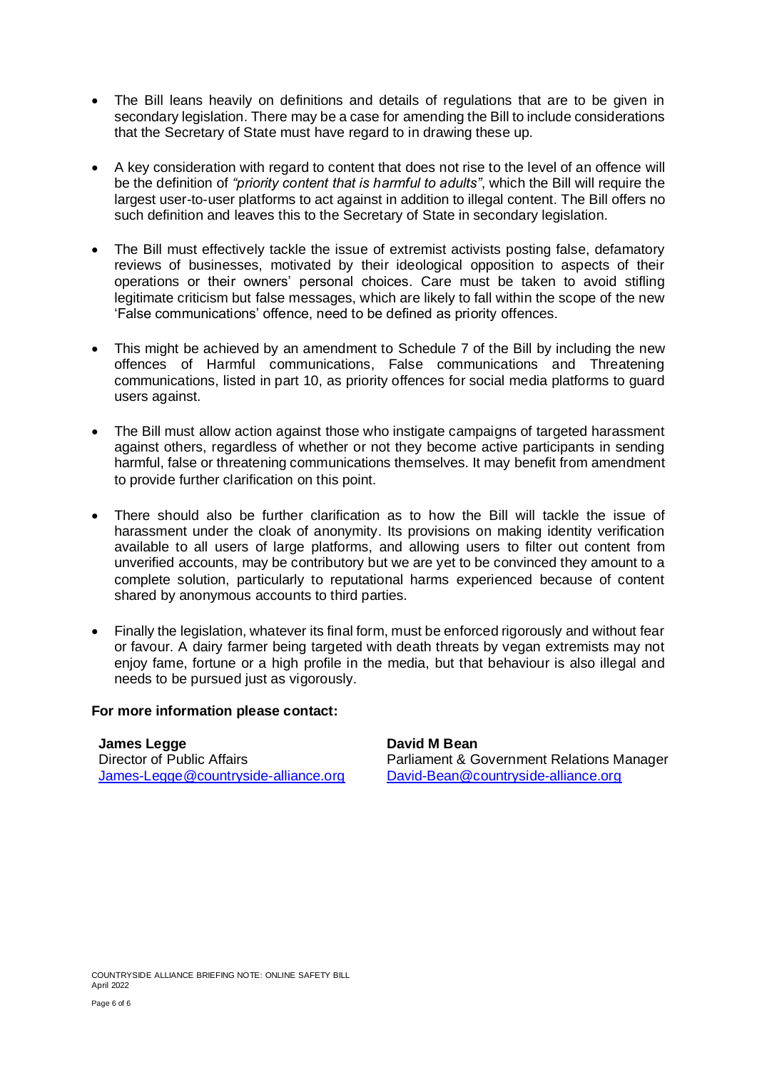- The Bill leans heavily on definitions and details of regulations that are to be given in secondary legislation. There may be a case for amending the Bill to include considerations that the Secretary of State must have regard to in drawing these up.

- A key consideration with regard to content that does not rise to the level of an offence will be the definition of *"priority content that is harmful to adults"*, which the Bill will require the largest user-to-user platforms to act against in addition to illegal content. The Bill offers no such definition and leaves this to the Secretary of State in secondary legislation.

- The Bill must effectively tackle the issue of extremist activists posting false, defamatory reviews of businesses, motivated by their ideological opposition to aspects of their operations or their owners' personal choices. Care must be taken to avoid stifling legitimate criticism but false messages, which are likely to fall within the scope of the new 'False communications' offence, need to be defined as priority offences.

- This might be achieved by an amendment to Schedule 7 of the Bill by including the new offences of Harmful communications, False communications and Threatening communications, listed in part 10, as priority offences for social media platforms to guard users against.

- The Bill must allow action against those who instigate campaigns of targeted harassment against others, regardless of whether or not they become active participants in sending harmful, false or threatening communications themselves. It may benefit from amendment to provide further clarification on this point.

- There should also be further clarification as to how the Bill will tackle the issue of harassment under the cloak of anonymity. Its provisions on making identity verification available to all users of large platforms, and allowing users to filter out content from unverified accounts, may be contributory but we are yet to be convinced they amount to a complete solution, particularly to reputational harms experienced because of content shared by anonymous accounts to third parties.

- Finally the legislation, whatever its final form, must be enforced rigorously and without fear or favour. A dairy farmer being targeted with death threats by vegan extremists may not enjoy fame, fortune or a high profile in the media, but that behaviour is also illegal and needs to be pursued just as vigorously.

**For more information please contact:**

**James Legge**
Director of Public Affairs
James-Legge@countryside-alliance.org

**David M Bean**
Parliament & Government Relations Manager
David-Bean@countryside-alliance.org